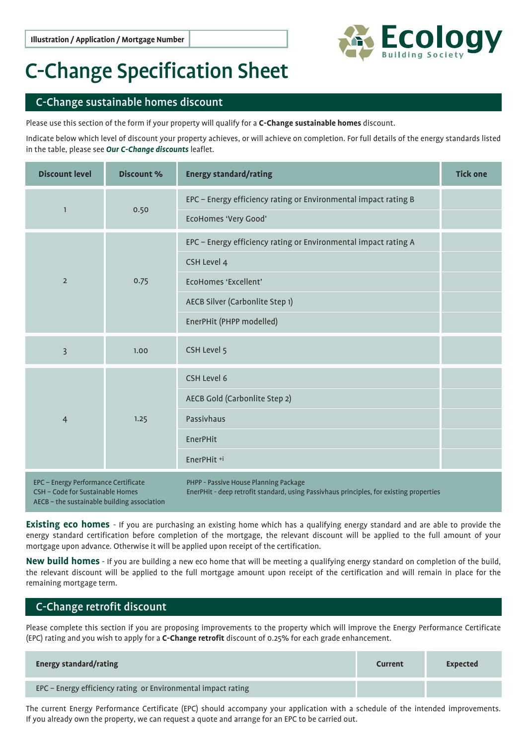| Illustration / Application / Mortgage Number | |
|---|---|

Ecology Building Society

# C-Change Specification Sheet

## C-Change sustainable homes discount

Please use this section of the form if your property will qualify for a **C-Change sustainable homes** discount.

Indicate below which level of discount your property achieves, or will achieve on completion. For full details of the energy standards listed in the table, please see ***Our C-Change discounts*** leaflet.

| Discount level | Discount % | Energy standard/rating | Tick one |
|---|---|---|---|
| 1 | 0.50 | EPC – Energy efficiency rating or Environmental impact rating B | |
| | | EcoHomes 'Very Good' | |
| 2 | 0.75 | EPC – Energy efficiency rating or Environmental impact rating A | |
| | | CSH Level 4 | |
| | | EcoHomes 'Excellent' | |
| | | AECB Silver (Carbonlite Step 1) | |
| | | EnerPHit (PHPP modelled) | |
| 3 | 1.00 | CSH Level 5 | |
| 4 | 1.25 | CSH Level 6 | |
| | | AECB Gold (Carbonlite Step 2) | |
| | | Passivhaus | |
| | | EnerPHit | |
| | | EnerPHit +i | |

EPC – Energy Performance Certificate
CSH – Code for Sustainable Homes
AECB – the sustainable building association
PHPP - Passive House Planning Package
EnerPHit - deep retrofit standard, using Passivhaus principles, for existing properties

**Existing eco homes** - If you are purchasing an existing home which has a qualifying energy standard and are able to provide the energy standard certification before completion of the mortgage, the relevant discount will be applied to the full amount of your mortgage upon advance. Otherwise it will be applied upon receipt of the certification.

**New build homes** - If you are building a new eco home that will be meeting a qualifying energy standard on completion of the build, the relevant discount will be applied to the full mortgage amount upon receipt of the certification and will remain in place for the remaining mortgage term.

## C-Change retrofit discount

Please complete this section if you are proposing improvements to the property which will improve the Energy Performance Certificate (EPC) rating and you wish to apply for a **C-Change retrofit** discount of 0.25% for each grade enhancement.

| Energy standard/rating | Current | Expected |
|---|---|---|
| EPC – Energy efficiency rating or Environmental impact rating | | |

The current Energy Performance Certificate (EPC) should accompany your application with a schedule of the intended improvements. If you already own the property, we can request a quote and arrange for an EPC to be carried out.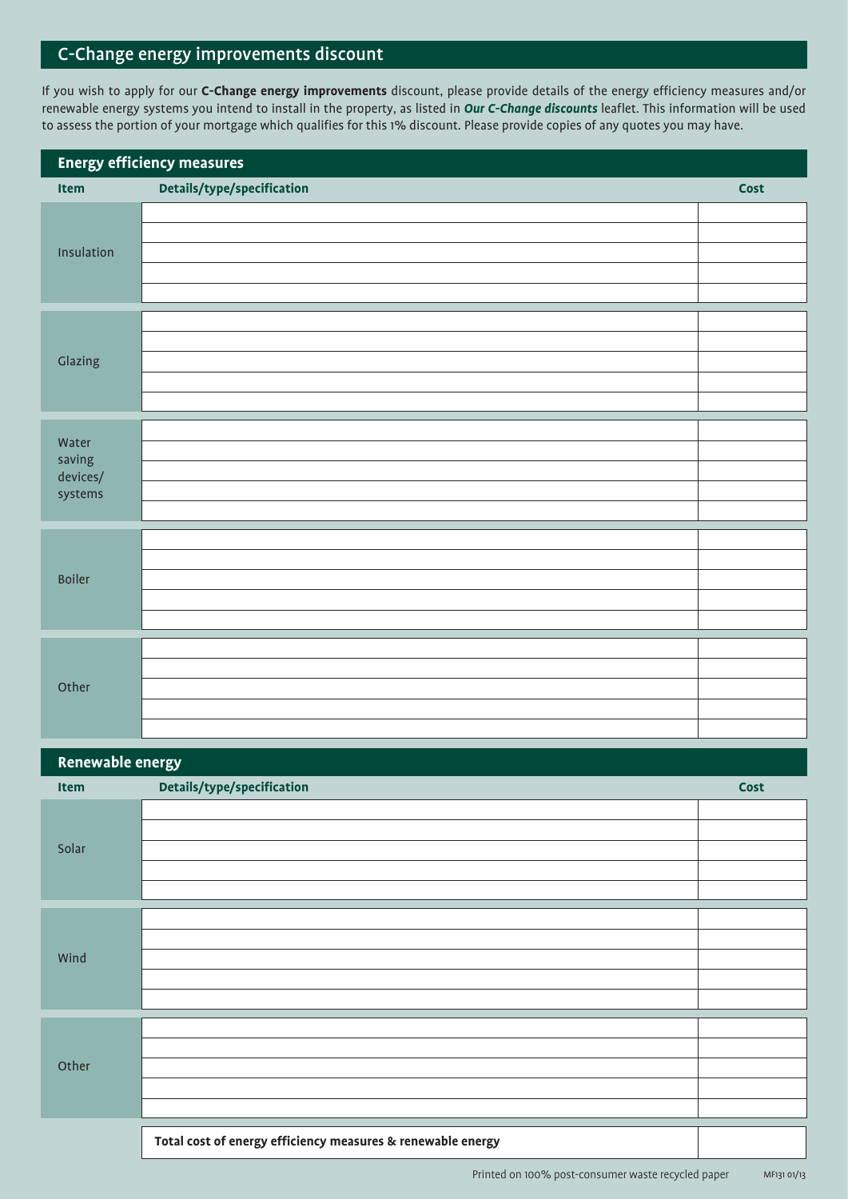## C-Change energy improvements discount

If you wish to apply for our **C-Change energy improvements** discount, please provide details of the energy efficiency measures and/or renewable energy systems you intend to install in the property, as listed in ***Our C-Change discounts*** leaflet. This information will be used to assess the portion of your mortgage which qualifies for this 1% discount. Please provide copies of any quotes you may have.

### Energy efficiency measures

| Item | Details/type/specification | Cost |
|---|---|---|
| Insulation | | |
| | | |
| | | |
| | | |
| | | |
| Glazing | | |
| | | |
| | | |
| | | |
| | | |
| Water saving devices/ systems | | |
| | | |
| | | |
| | | |
| | | |
| Boiler | | |
| | | |
| | | |
| | | |
| | | |
| Other | | |
| | | |
| | | |
| | | |
| | | |

### Renewable energy

| Item | Details/type/specification | Cost |
|---|---|---|
| Solar | | |
| | | |
| | | |
| | | |
| | | |
| Wind | | |
| | | |
| | | |
| | | |
| | | |
| Other | | |
| | | |
| | | |
| | | |
| | | |
| | **Total cost of energy efficiency measures & renewable energy** | |

Printed on 100% post-consumer waste recycled paper MF131 01/13